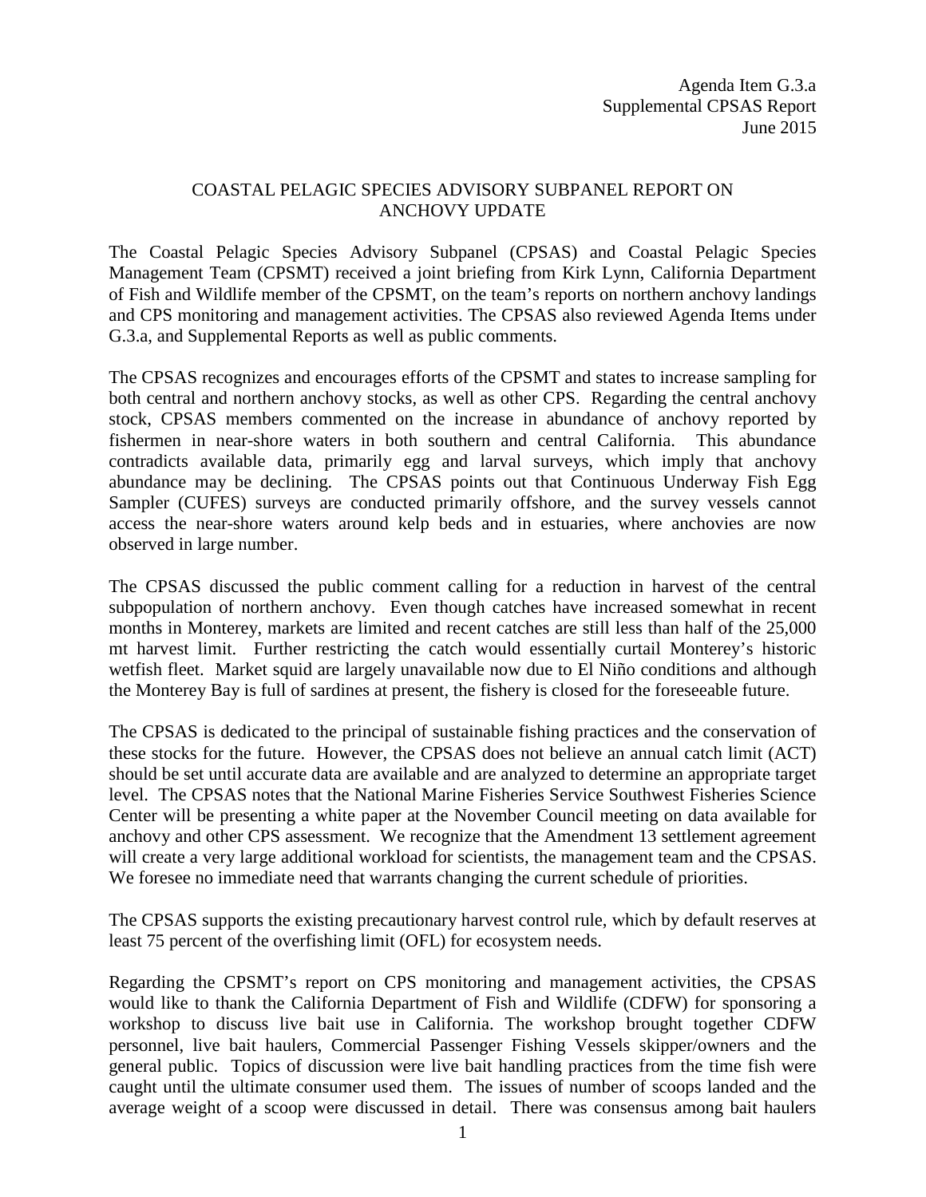Agenda Item G.3.a
Supplemental CPSAS Report
June 2015

# COASTAL PELAGIC SPECIES ADVISORY SUBPANEL REPORT ON ANCHOVY UPDATE

The Coastal Pelagic Species Advisory Subpanel (CPSAS) and Coastal Pelagic Species Management Team (CPSMT) received a joint briefing from Kirk Lynn, California Department of Fish and Wildlife member of the CPSMT, on the team's reports on northern anchovy landings and CPS monitoring and management activities. The CPSAS also reviewed Agenda Items under G.3.a, and Supplemental Reports as well as public comments.

The CPSAS recognizes and encourages efforts of the CPSMT and states to increase sampling for both central and northern anchovy stocks, as well as other CPS. Regarding the central anchovy stock, CPSAS members commented on the increase in abundance of anchovy reported by fishermen in near-shore waters in both southern and central California. This abundance contradicts available data, primarily egg and larval surveys, which imply that anchovy abundance may be declining. The CPSAS points out that Continuous Underway Fish Egg Sampler (CUFES) surveys are conducted primarily offshore, and the survey vessels cannot access the near-shore waters around kelp beds and in estuaries, where anchovies are now observed in large number.

The CPSAS discussed the public comment calling for a reduction in harvest of the central subpopulation of northern anchovy. Even though catches have increased somewhat in recent months in Monterey, markets are limited and recent catches are still less than half of the 25,000 mt harvest limit. Further restricting the catch would essentially curtail Monterey's historic wetfish fleet. Market squid are largely unavailable now due to El Niño conditions and although the Monterey Bay is full of sardines at present, the fishery is closed for the foreseeable future.

The CPSAS is dedicated to the principal of sustainable fishing practices and the conservation of these stocks for the future. However, the CPSAS does not believe an annual catch limit (ACT) should be set until accurate data are available and are analyzed to determine an appropriate target level. The CPSAS notes that the National Marine Fisheries Service Southwest Fisheries Science Center will be presenting a white paper at the November Council meeting on data available for anchovy and other CPS assessment. We recognize that the Amendment 13 settlement agreement will create a very large additional workload for scientists, the management team and the CPSAS. We foresee no immediate need that warrants changing the current schedule of priorities.

The CPSAS supports the existing precautionary harvest control rule, which by default reserves at least 75 percent of the overfishing limit (OFL) for ecosystem needs.

Regarding the CPSMT's report on CPS monitoring and management activities, the CPSAS would like to thank the California Department of Fish and Wildlife (CDFW) for sponsoring a workshop to discuss live bait use in California. The workshop brought together CDFW personnel, live bait haulers, Commercial Passenger Fishing Vessels skipper/owners and the general public. Topics of discussion were live bait handling practices from the time fish were caught until the ultimate consumer used them. The issues of number of scoops landed and the average weight of a scoop were discussed in detail. There was consensus among bait haulers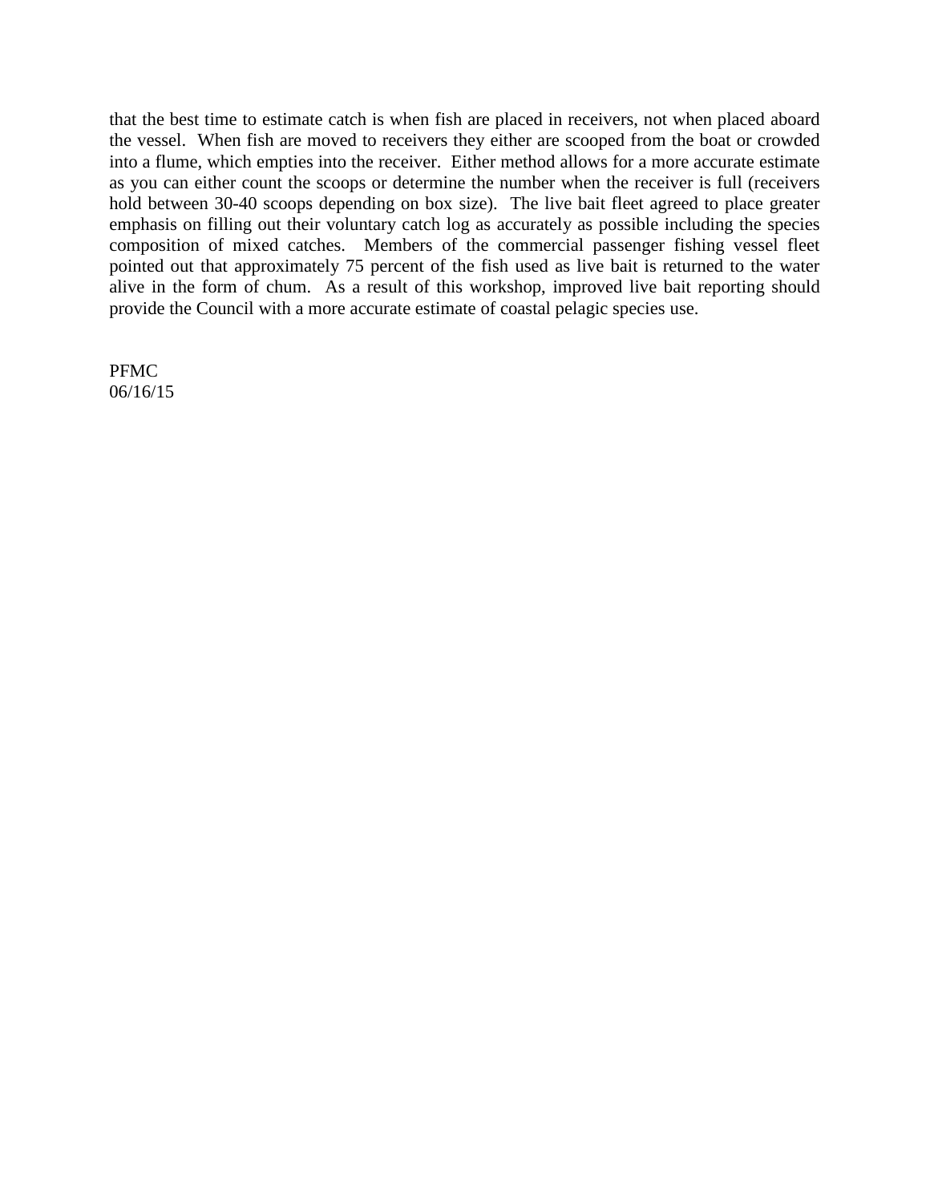that the best time to estimate catch is when fish are placed in receivers, not when placed aboard the vessel. When fish are moved to receivers they either are scooped from the boat or crowded into a flume, which empties into the receiver. Either method allows for a more accurate estimate as you can either count the scoops or determine the number when the receiver is full (receivers hold between 30-40 scoops depending on box size). The live bait fleet agreed to place greater emphasis on filling out their voluntary catch log as accurately as possible including the species composition of mixed catches. Members of the commercial passenger fishing vessel fleet pointed out that approximately 75 percent of the fish used as live bait is returned to the water alive in the form of chum. As a result of this workshop, improved live bait reporting should provide the Council with a more accurate estimate of coastal pelagic species use.

PFMC
06/16/15